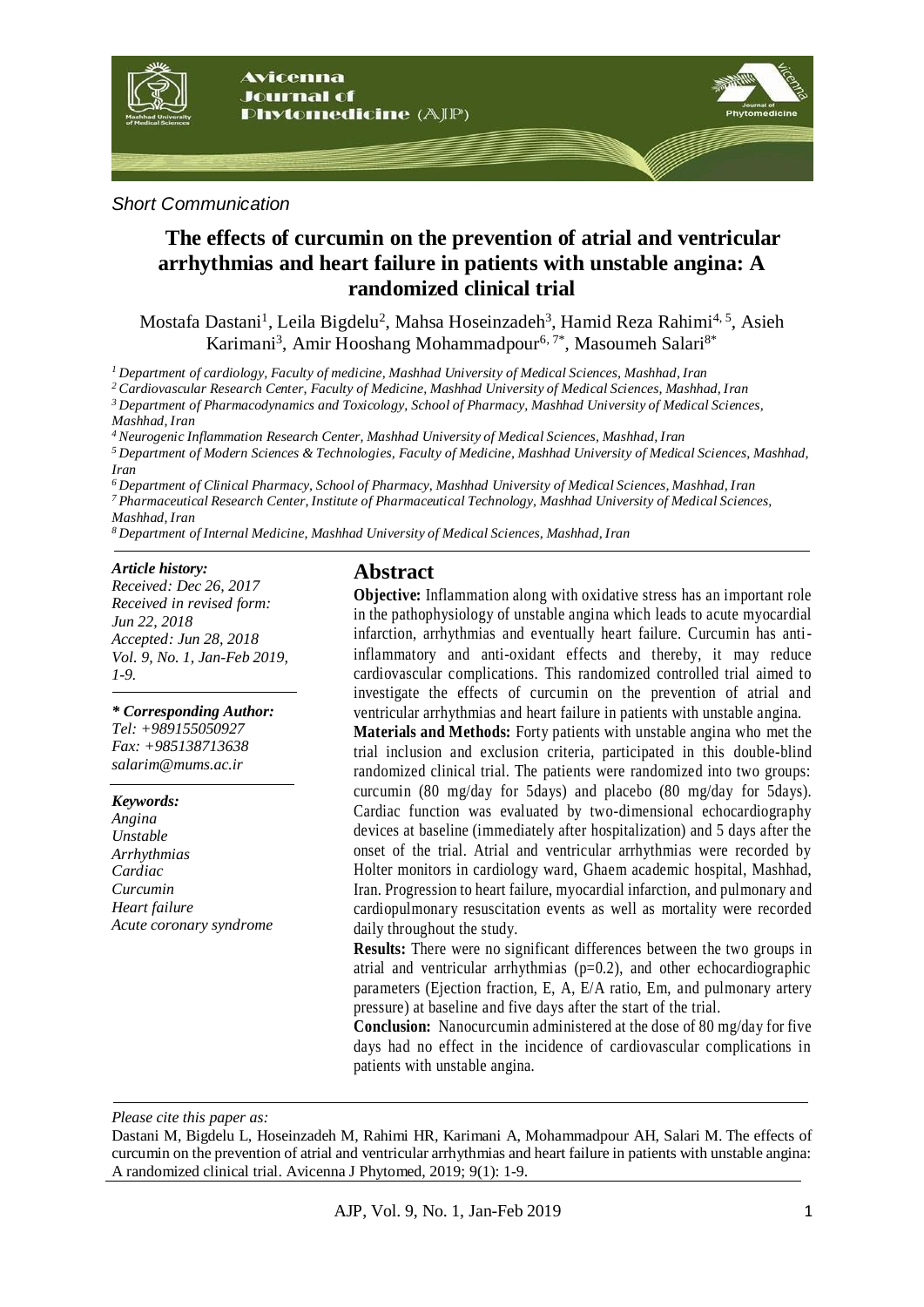*Short Communication*

# The effects of curcumin on the prevention of atrial and ventricular arrhythmias and heart failure in patients with unstable angina: A randomized clinical trial

Mostafa Dastani[1], Leila Bigdelu[2], Mahsa Hoseinzadeh[3], Hamid Reza Rahimi[4, 5], Asieh Karimani[3], Amir Hooshang Mohammadpour[6, 7*], Masoumeh Salari[8*]

[1] Department of cardiology, Faculty of medicine, Mashhad University of Medical Sciences, Mashhad, Iran

[2] Cardiovascular Research Center, Faculty of Medicine, Mashhad University of Medical Sciences, Mashhad, Iran

[3] Department of Pharmacodynamics and Toxicology, School of Pharmacy, Mashhad University of Medical Sciences, Mashhad, Iran

[4] Neurogenic Inflammation Research Center, Mashhad University of Medical Sciences, Mashhad, Iran

[5] Department of Modern Sciences & Technologies, Faculty of Medicine, Mashhad University of Medical Sciences, Mashhad, Iran

[6] Department of Clinical Pharmacy, School of Pharmacy, Mashhad University of Medical Sciences, Mashhad, Iran

[7] Pharmaceutical Research Center, Institute of Pharmaceutical Technology, Mashhad University of Medical Sciences, Mashhad, Iran

[8] Department of Internal Medicine, Mashhad University of Medical Sciences, Mashhad, Iran

*Article history:*
*Received: Dec 26, 2017*
*Received in revised form: Jun 22, 2018*
*Accepted: Jun 28, 2018*
*Vol. 9, No. 1, Jan-Feb 2019, 1-9.*

***\* Corresponding Author:***
*Tel: +989155050927*
*Fax: +985138713638*
*salarim@mums.ac.ir*

***Keywords:***
*Angina*
*Unstable*
*Arrhythmias*
*Cardiac*
*Curcumin*
*Heart failure*
*Acute coronary syndrome*

## Abstract

**Objective:** Inflammation along with oxidative stress has an important role in the pathophysiology of unstable angina which leads to acute myocardial infarction, arrhythmias and eventually heart failure. Curcumin has anti-inflammatory and anti-oxidant effects and thereby, it may reduce cardiovascular complications. This randomized controlled trial aimed to investigate the effects of curcumin on the prevention of atrial and ventricular arrhythmias and heart failure in patients with unstable angina.

**Materials and Methods:** Forty patients with unstable angina who met the trial inclusion and exclusion criteria, participated in this double-blind randomized clinical trial. The patients were randomized into two groups: curcumin (80 mg/day for 5days) and placebo (80 mg/day for 5days). Cardiac function was evaluated by two-dimensional echocardiography devices at baseline (immediately after hospitalization) and 5 days after the onset of the trial. Atrial and ventricular arrhythmias were recorded by Holter monitors in cardiology ward, Ghaem academic hospital, Mashhad, Iran. Progression to heart failure, myocardial infarction, and pulmonary and cardiopulmonary resuscitation events as well as mortality were recorded daily throughout the study.

**Results:** There were no significant differences between the two groups in atrial and ventricular arrhythmias ($p=0.2$), and other echocardiographic parameters (Ejection fraction, E, A, E/A ratio, Em, and pulmonary artery pressure) at baseline and five days after the start of the trial.

**Conclusion:** Nanocurcumin administered at the dose of 80 mg/day for five days had no effect in the incidence of cardiovascular complications in patients with unstable angina.

*Please cite this paper as:*

Dastani M, Bigdelu L, Hoseinzadeh M, Rahimi HR, Karimani A, Mohammadpour AH, Salari M. The effects of curcumin on the prevention of atrial and ventricular arrhythmias and heart failure in patients with unstable angina: A randomized clinical trial. Avicenna J Phytomed, 2019; 9(1): 1-9.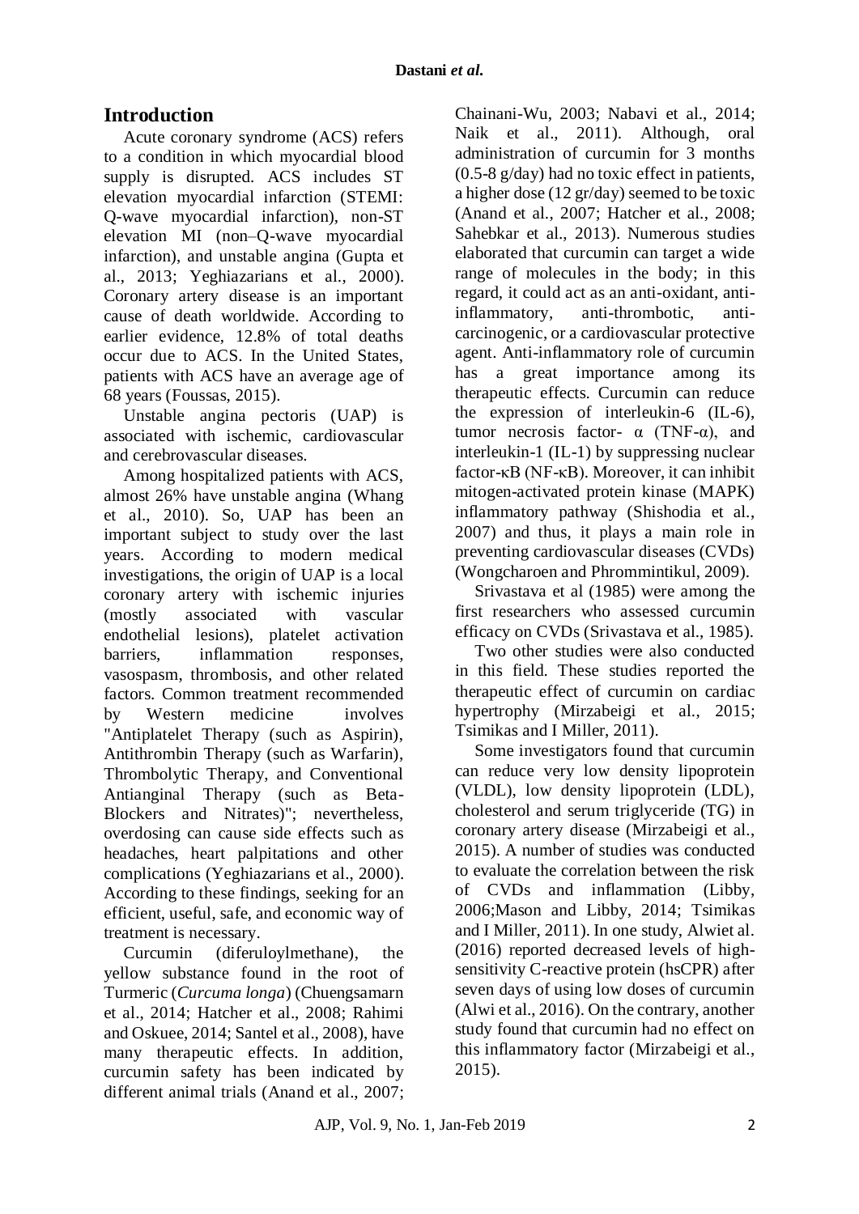## Introduction

Acute coronary syndrome (ACS) refers to a condition in which myocardial blood supply is disrupted. ACS includes ST elevation myocardial infarction (STEMI: Q-wave myocardial infarction), non-ST elevation MI (non–Q-wave myocardial infarction), and unstable angina (Gupta et al., 2013; Yeghiazarians et al., 2000). Coronary artery disease is an important cause of death worldwide. According to earlier evidence, 12.8% of total deaths occur due to ACS. In the United States, patients with ACS have an average age of 68 years (Foussas, 2015).

Unstable angina pectoris (UAP) is associated with ischemic, cardiovascular and cerebrovascular diseases.

Among hospitalized patients with ACS, almost 26% have unstable angina (Whang et al., 2010). So, UAP has been an important subject to study over the last years. According to modern medical investigations, the origin of UAP is a local coronary artery with ischemic injuries (mostly associated with vascular endothelial lesions), platelet activation barriers, inflammation responses, vasospasm, thrombosis, and other related factors. Common treatment recommended by Western medicine involves "Antiplatelet Therapy (such as Aspirin), Antithrombin Therapy (such as Warfarin), Thrombolytic Therapy, and Conventional Antianginal Therapy (such as Beta-Blockers and Nitrates)"; nevertheless, overdosing can cause side effects such as headaches, heart palpitations and other complications (Yeghiazarians et al., 2000). According to these findings, seeking for an efficient, useful, safe, and economic way of treatment is necessary.

Curcumin (diferuloylmethane), the yellow substance found in the root of Turmeric (*Curcuma longa*) (Chuengsamarn et al., 2014; Hatcher et al., 2008; Rahimi and Oskuee, 2014; Santel et al., 2008), have many therapeutic effects. In addition, curcumin safety has been indicated by different animal trials (Anand et al., 2007; Chainani-Wu, 2003; Nabavi et al., 2014; Naik et al., 2011). Although, oral administration of curcumin for 3 months (0.5-8 g/day) had no toxic effect in patients, a higher dose (12 gr/day) seemed to be toxic (Anand et al., 2007; Hatcher et al., 2008; Sahebkar et al., 2013). Numerous studies elaborated that curcumin can target a wide range of molecules in the body; in this regard, it could act as an anti-oxidant, anti-inflammatory, anti-thrombotic, anti-carcinogenic, or a cardiovascular protective agent. Anti-inflammatory role of curcumin has a great importance among its therapeutic effects. Curcumin can reduce the expression of interleukin-6 (IL-6), tumor necrosis factor- α (TNF-α), and interleukin-1 (IL-1) by suppressing nuclear factor-κB (NF-κB). Moreover, it can inhibit mitogen-activated protein kinase (MAPK) inflammatory pathway (Shishodia et al., 2007) and thus, it plays a main role in preventing cardiovascular diseases (CVDs) (Wongcharoen and Phrommintikul, 2009).

Srivastava et al (1985) were among the first researchers who assessed curcumin efficacy on CVDs (Srivastava et al., 1985).

Two other studies were also conducted in this field. These studies reported the therapeutic effect of curcumin on cardiac hypertrophy (Mirzabeigi et al., 2015; Tsimikas and I Miller, 2011).

Some investigators found that curcumin can reduce very low density lipoprotein (VLDL), low density lipoprotein (LDL), cholesterol and serum triglyceride (TG) in coronary artery disease (Mirzabeigi et al., 2015). A number of studies was conducted to evaluate the correlation between the risk of CVDs and inflammation (Libby, 2006;Mason and Libby, 2014; Tsimikas and I Miller, 2011). In one study, Alwiet al. (2016) reported decreased levels of high-sensitivity C-reactive protein (hsCPR) after seven days of using low doses of curcumin (Alwi et al., 2016). On the contrary, another study found that curcumin had no effect on this inflammatory factor (Mirzabeigi et al., 2015).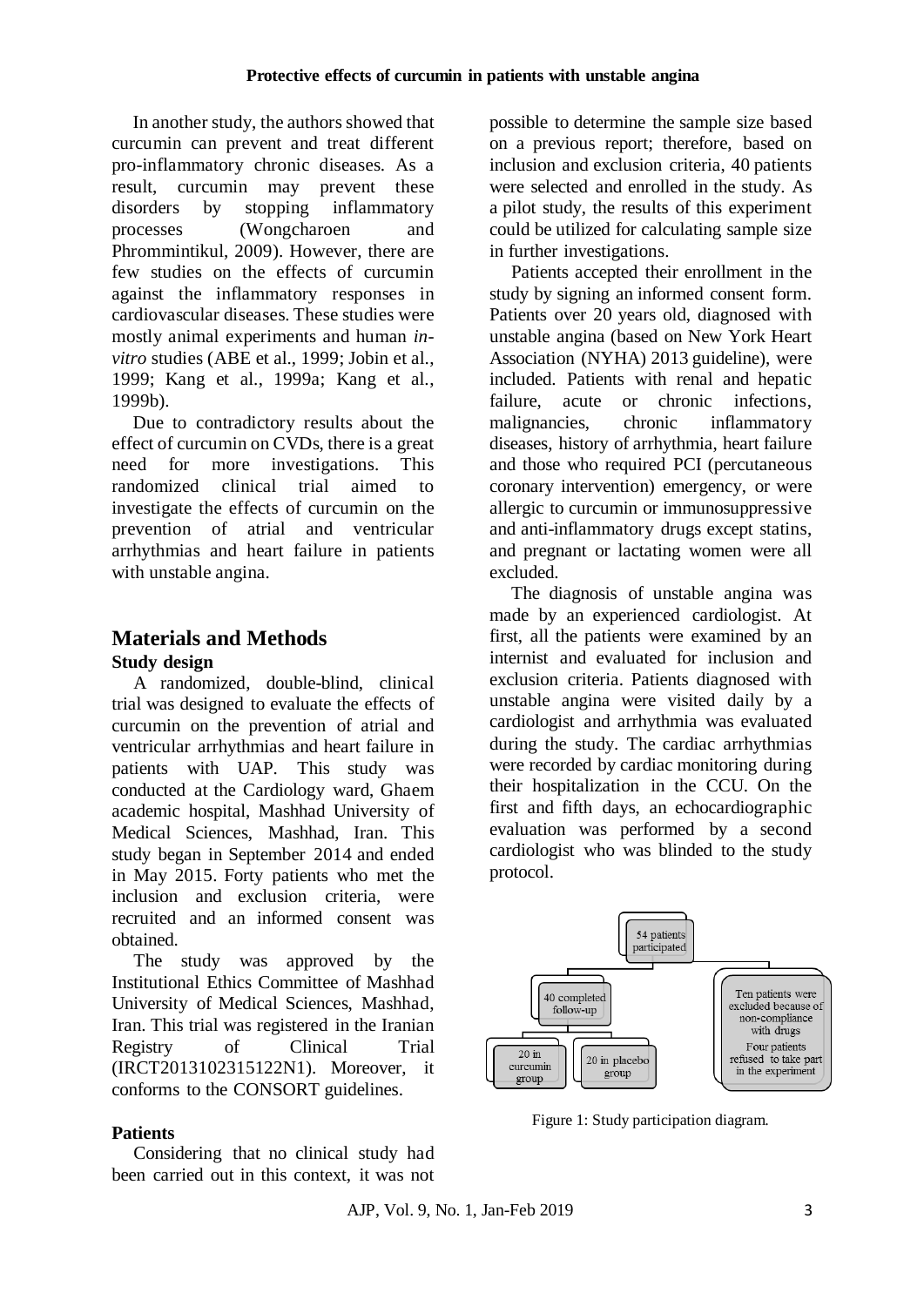In another study, the authors showed that curcumin can prevent and treat different pro-inflammatory chronic diseases. As a result, curcumin may prevent these disorders by stopping inflammatory processes (Wongcharoen and Phrommintikul, 2009). However, there are few studies on the effects of curcumin against the inflammatory responses in cardiovascular diseases. These studies were mostly animal experiments and human *in-vitro* studies (ABE et al., 1999; Jobin et al., 1999; Kang et al., 1999a; Kang et al., 1999b).

Due to contradictory results about the effect of curcumin on CVDs, there is a great need for more investigations. This randomized clinical trial aimed to investigate the effects of curcumin on the prevention of atrial and ventricular arrhythmias and heart failure in patients with unstable angina.

## Materials and Methods

### Study design

A randomized, double-blind, clinical trial was designed to evaluate the effects of curcumin on the prevention of atrial and ventricular arrhythmias and heart failure in patients with UAP. This study was conducted at the Cardiology ward, Ghaem academic hospital, Mashhad University of Medical Sciences, Mashhad, Iran. This study began in September 2014 and ended in May 2015. Forty patients who met the inclusion and exclusion criteria, were recruited and an informed consent was obtained.

The study was approved by the Institutional Ethics Committee of Mashhad University of Medical Sciences, Mashhad, Iran. This trial was registered in the Iranian Registry of Clinical Trial (IRCT2013102315122N1). Moreover, it conforms to the CONSORT guidelines.

### Patients

Considering that no clinical study had been carried out in this context, it was not possible to determine the sample size based on a previous report; therefore, based on inclusion and exclusion criteria, 40 patients were selected and enrolled in the study. As a pilot study, the results of this experiment could be utilized for calculating sample size in further investigations.

Patients accepted their enrollment in the study by signing an informed consent form. Patients over 20 years old, diagnosed with unstable angina (based on New York Heart Association (NYHA) 2013 guideline), were included. Patients with renal and hepatic failure, acute or chronic infections, malignancies, chronic inflammatory diseases, history of arrhythmia, heart failure and those who required PCI (percutaneous coronary intervention) emergency, or were allergic to curcumin or immunosuppressive and anti-inflammatory drugs except statins, and pregnant or lactating women were all excluded.

The diagnosis of unstable angina was made by an experienced cardiologist. At first, all the patients were examined by an internist and evaluated for inclusion and exclusion criteria. Patients diagnosed with unstable angina were visited daily by a cardiologist and arrhythmia was evaluated during the study. The cardiac arrhythmias were recorded by cardiac monitoring during their hospitalization in the CCU. On the first and fifth days, an echocardiographic evaluation was performed by a second cardiologist who was blinded to the study protocol.

54 patients participated

40 completed follow-up

20 in curcumin group

20 in placebo group

Ten patients were excluded because of non-compliance with drugs

Four patients refused to take part in the experiment

Figure 1: Study participation diagram.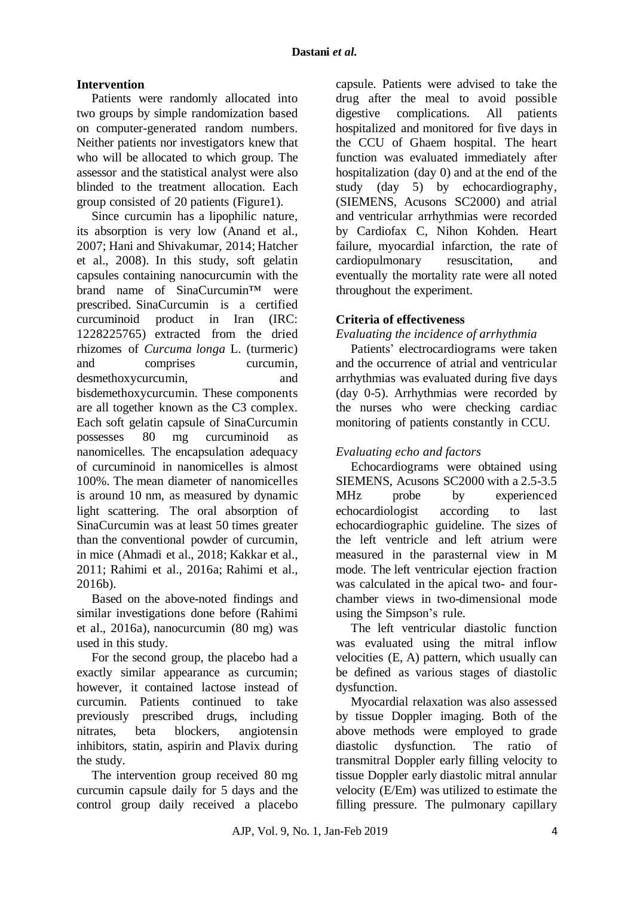### Intervention

Patients were randomly allocated into two groups by simple randomization based on computer-generated random numbers. Neither patients nor investigators knew that who will be allocated to which group. The assessor and the statistical analyst were also blinded to the treatment allocation. Each group consisted of 20 patients (Figure1).

Since curcumin has a lipophilic nature, its absorption is very low (Anand et al., 2007; Hani and Shivakumar, 2014; Hatcher et al., 2008). In this study, soft gelatin capsules containing nanocurcumin with the brand name of SinaCurcumin™ were prescribed. SinaCurcumin is a certified curcuminoid product in Iran (IRC: 1228225765) extracted from the dried rhizomes of *Curcuma longa* L. (turmeric) and comprises curcumin, desmethoxycurcumin, and bisdemethoxycurcumin. These components are all together known as the C3 complex. Each soft gelatin capsule of SinaCurcumin possesses 80 mg curcuminoid as nanomicelles. The encapsulation adequacy of curcuminoid in nanomicelles is almost 100%. The mean diameter of nanomicelles is around 10 nm, as measured by dynamic light scattering. The oral absorption of SinaCurcumin was at least 50 times greater than the conventional powder of curcumin, in mice (Ahmadi et al., 2018; Kakkar et al., 2011; Rahimi et al., 2016a; Rahimi et al., 2016b).

Based on the above-noted findings and similar investigations done before (Rahimi et al., 2016a), nanocurcumin (80 mg) was used in this study.

For the second group, the placebo had a exactly similar appearance as curcumin; however, it contained lactose instead of curcumin. Patients continued to take previously prescribed drugs, including nitrates, beta blockers, angiotensin inhibitors, statin, aspirin and Plavix during the study.

The intervention group received 80 mg curcumin capsule daily for 5 days and the control group daily received a placebo capsule. Patients were advised to take the drug after the meal to avoid possible digestive complications. All patients hospitalized and monitored for five days in the CCU of Ghaem hospital. The heart function was evaluated immediately after hospitalization (day 0) and at the end of the study (day 5) by echocardiography, (SIEMENS, Acusons SC2000) and atrial and ventricular arrhythmias were recorded by Cardiofax C, Nihon Kohden. Heart failure, myocardial infarction, the rate of cardiopulmonary resuscitation, and eventually the mortality rate were all noted throughout the experiment.

### Criteria of effectiveness

*Evaluating the incidence of arrhythmia*

Patients' electrocardiograms were taken and the occurrence of atrial and ventricular arrhythmias was evaluated during five days (day 0-5). Arrhythmias were recorded by the nurses who were checking cardiac monitoring of patients constantly in CCU.

*Evaluating echo and factors*

Echocardiograms were obtained using SIEMENS, Acusons SC2000 with a 2.5-3.5 MHz probe by experienced echocardiologist according to last echocardiographic guideline. The sizes of the left ventricle and left atrium were measured in the parasternal view in M mode. The left ventricular ejection fraction was calculated in the apical two- and four-chamber views in two-dimensional mode using the Simpson's rule.

The left ventricular diastolic function was evaluated using the mitral inflow velocities (E, A) pattern, which usually can be defined as various stages of diastolic dysfunction.

Myocardial relaxation was also assessed by tissue Doppler imaging. Both of the above methods were employed to grade diastolic dysfunction. The ratio of transmitral Doppler early filling velocity to tissue Doppler early diastolic mitral annular velocity (E/Em) was utilized to estimate the filling pressure. The pulmonary capillary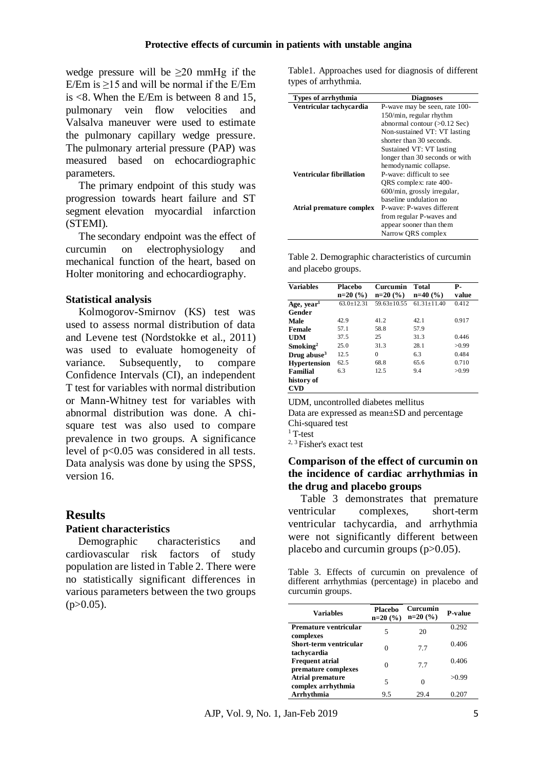wedge pressure will be ≥20 mmHg if the E/Em is ≥15 and will be normal if the E/Em is <8. When the E/Em is between 8 and 15, pulmonary vein flow velocities and Valsalva maneuver were used to estimate the pulmonary capillary wedge pressure. The pulmonary arterial pressure (PAP) was measured based on echocardiographic parameters.

The primary endpoint of this study was progression towards heart failure and ST segment elevation myocardial infarction (STEMI).

The secondary endpoint was the effect of curcumin on electrophysiology and mechanical function of the heart, based on Holter monitoring and echocardiography.

### Statistical analysis

Kolmogorov-Smirnov (KS) test was used to assess normal distribution of data and Levene test (Nordstokke et al., 2011) was used to evaluate homogeneity of variance. Subsequently, to compare Confidence Intervals (CI), an independent T test for variables with normal distribution or Mann-Whitney test for variables with abnormal distribution was done. A chi-square test was also used to compare prevalence in two groups. A significance level of $p<0.05$ was considered in all tests. Data analysis was done by using the SPSS, version 16.

Table1. Approaches used for diagnosis of different types of arrhythmia.

| Types of arrhythmia | Diagnoses |
|---|---|
| **Ventricular tachycardia** | P-wave may be seen, rate 100-150/min, regular rhythm abnormal contour (>0.12 Sec) Non-sustained VT: VT lasting shorter than 30 seconds. Sustained VT: VT lasting longer than 30 seconds or with hemodynamic collapse. |
| **Ventricular fibrillation** | P-wave: difficult to see QRS complex: rate 400-600/min, grossly irregular, baseline undulation no |
| **Atrial premature complex** | P-wave: P-waves different from regular P-waves and appear sooner than them Narrow QRS complex |

Table 2. Demographic characteristics of curcumin and placebo groups.

| Variables | Placebo n=20 (%) | Curcumin n=20 (%) | Total n=40 (%) | P-value |
|---|---|---|---|---|
| **Age, year**[1] | 63.0±12.31 | 59.63±10.55 | 61.31±11.40 | 0.412 |
| **Gender** | | | | |
| **Male** | 42.9 | 41.2 | 42.1 | 0.917 |
| **Female** | 57.1 | 58.8 | 57.9 | |
| **UDM** | 37.5 | 25 | 31.3 | 0.446 |
| **Smoking**[2] | 25.0 | 31.3 | 28.1 | >0.99 |
| **Drug abuse**[3] | 12.5 | 0 | 6.3 | 0.484 |
| **Hypertension** | 62.5 | 68.8 | 65.6 | 0.710 |
| **Familial history of CVD** | 6.3 | 12.5 | 9.4 | >0.99 |

UDM, uncontrolled diabetes mellitus
Data are expressed as mean±SD and percentage
Chi-squared test
[1] T-test
[2, 3] Fisher's exact test

## Results

### Patient characteristics

Demographic characteristics and cardiovascular risk factors of study population are listed in Table 2. There were no statistically significant differences in various parameters between the two groups ($p>0.05$).

### Comparison of the effect of curcumin on the incidence of cardiac arrhythmias in the drug and placebo groups

Table 3 demonstrates that premature ventricular complexes, short-term ventricular tachycardia, and arrhythmia were not significantly different between placebo and curcumin groups ($p>0.05$).

Table 3. Effects of curcumin on prevalence of different arrhythmias (percentage) in placebo and curcumin groups.

| Variables | Placebo n=20 (%) | Curcumin n=20 (%) | P-value |
|---|---|---|---|
| **Premature ventricular complexes** | 5 | 20 | 0.292 |
| **Short-term ventricular tachycardia** | 0 | 7.7 | 0.406 |
| **Frequent atrial premature complexes** | 0 | 7.7 | 0.406 |
| **Atrial premature complex arrhythmia** | 5 | 0 | >0.99 |
| **Arrhythmia** | 9.5 | 29.4 | 0.207 |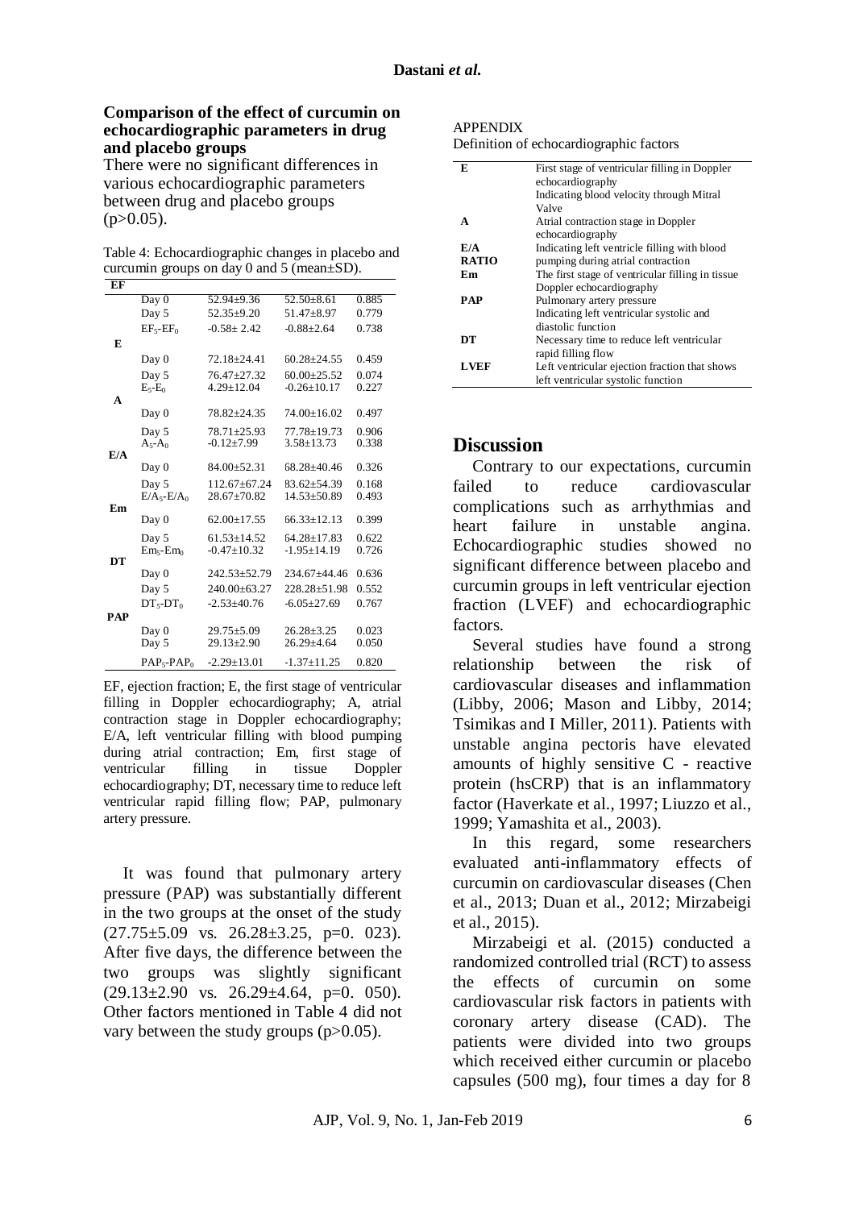### Comparison of the effect of curcumin on echocardiographic parameters in drug and placebo groups

There were no significant differences in various echocardiographic parameters between drug and placebo groups ($p>0.05$).

Table 4: Echocardiographic changes in placebo and curcumin groups on day 0 and 5 (mean±SD).

| | | | | |
|---|---|---|---|---|
| **EF** | | | | |
| | Day 0 | 52.94±9.36 | 52.50±8.61 | 0.885 |
| | Day 5 | 52.35±9.20 | 51.47±8.97 | 0.779 |
| | $EF_5$-$EF_0$ | -0.58± 2.42 | -0.88±2.64 | 0.738 |
| **E** | | | | |
| | Day 0 | 72.18±24.41 | 60.28±24.55 | 0.459 |
| | Day 5 | 76.47±27.32 | 60.00±25.52 | 0.074 |
| | $E_5$-$E_0$ | 4.29±12.04 | -0.26±10.17 | 0.227 |
| **A** | | | | |
| | Day 0 | 78.82±24.35 | 74.00±16.02 | 0.497 |
| | Day 5 | 78.71±25.93 | 77.78±19.73 | 0.906 |
| | $A_5$-$A_0$ | -0.12±7.99 | 3.58±13.73 | 0.338 |
| **E/A** | | | | |
| | Day 0 | 84.00±52.31 | 68.28±40.46 | 0.326 |
| | Day 5 | 112.67±67.24 | 83.62±54.39 | 0.168 |
| | $E/A_5$-$E/A_0$ | 28.67±70.82 | 14.53±50.89 | 0.493 |
| **Em** | | | | |
| | Day 0 | 62.00±17.55 | 66.33±12.13 | 0.399 |
| | Day 5 | 61.53±14.52 | 64.28±17.83 | 0.622 |
| | $Em_5$-$Em_0$ | -0.47±10.32 | -1.95±14.19 | 0.726 |
| **DT** | | | | |
| | Day 0 | 242.53±52.79 | 234.67±44.46 | 0.636 |
| | Day 5 | 240.00±63.27 | 228.28±51.98 | 0.552 |
| | $DT_5$-$DT_0$ | -2.53±40.76 | -6.05±27.69 | 0.767 |
| **PAP** | | | | |
| | Day 0 | 29.75±5.09 | 26.28±3.25 | 0.023 |
| | Day 5 | 29.13±2.90 | 26.29±4.64 | 0.050 |
| | $PAP_5$-$PAP_0$ | -2.29±13.01 | -1.37±11.25 | 0.820 |

EF, ejection fraction; E, the first stage of ventricular filling in Doppler echocardiography; A, atrial contraction stage in Doppler echocardiography; E/A, left ventricular filling with blood pumping during atrial contraction; Em, first stage of ventricular filling in tissue Doppler echocardiography; DT, necessary time to reduce left ventricular rapid filling flow; PAP, pulmonary artery pressure.

It was found that pulmonary artery pressure (PAP) was substantially different in the two groups at the onset of the study (27.75±5.09 vs. 26.28±3.25, p=0. 023). After five days, the difference between the two groups was slightly significant (29.13±2.90 vs. 26.29±4.64, p=0. 050). Other factors mentioned in Table 4 did not vary between the study groups ($p>0.05$).

APPENDIX

Definition of echocardiographic factors

| | |
|---|---|
| **E** | First stage of ventricular filling in Doppler echocardiography<br>Indicating blood velocity through Mitral Valve |
| **A** | Atrial contraction stage in Doppler echocardiography |
| **E/A RATIO** | Indicating left ventricle filling with blood pumping during atrial contraction |
| **Em** | The first stage of ventricular filling in tissue Doppler echocardiography |
| **PAP** | Pulmonary artery pressure<br>Indicating left ventricular systolic and diastolic function |
| **DT** | Necessary time to reduce left ventricular rapid filling flow |
| **LVEF** | Left ventricular ejection fraction that shows left ventricular systolic function |

## Discussion

Contrary to our expectations, curcumin failed to reduce cardiovascular complications such as arrhythmias and heart failure in unstable angina. Echocardiographic studies showed no significant difference between placebo and curcumin groups in left ventricular ejection fraction (LVEF) and echocardiographic factors.

Several studies have found a strong relationship between the risk of cardiovascular diseases and inflammation (Libby, 2006; Mason and Libby, 2014; Tsimikas and I Miller, 2011). Patients with unstable angina pectoris have elevated amounts of highly sensitive C - reactive protein (hsCRP) that is an inflammatory factor (Haverkate et al., 1997; Liuzzo et al., 1999; Yamashita et al., 2003).

In this regard, some researchers evaluated anti-inflammatory effects of curcumin on cardiovascular diseases (Chen et al., 2013; Duan et al., 2012; Mirzabeigi et al., 2015).

Mirzabeigi et al. (2015) conducted a randomized controlled trial (RCT) to assess the effects of curcumin on some cardiovascular risk factors in patients with coronary artery disease (CAD). The patients were divided into two groups which received either curcumin or placebo capsules (500 mg), four times a day for 8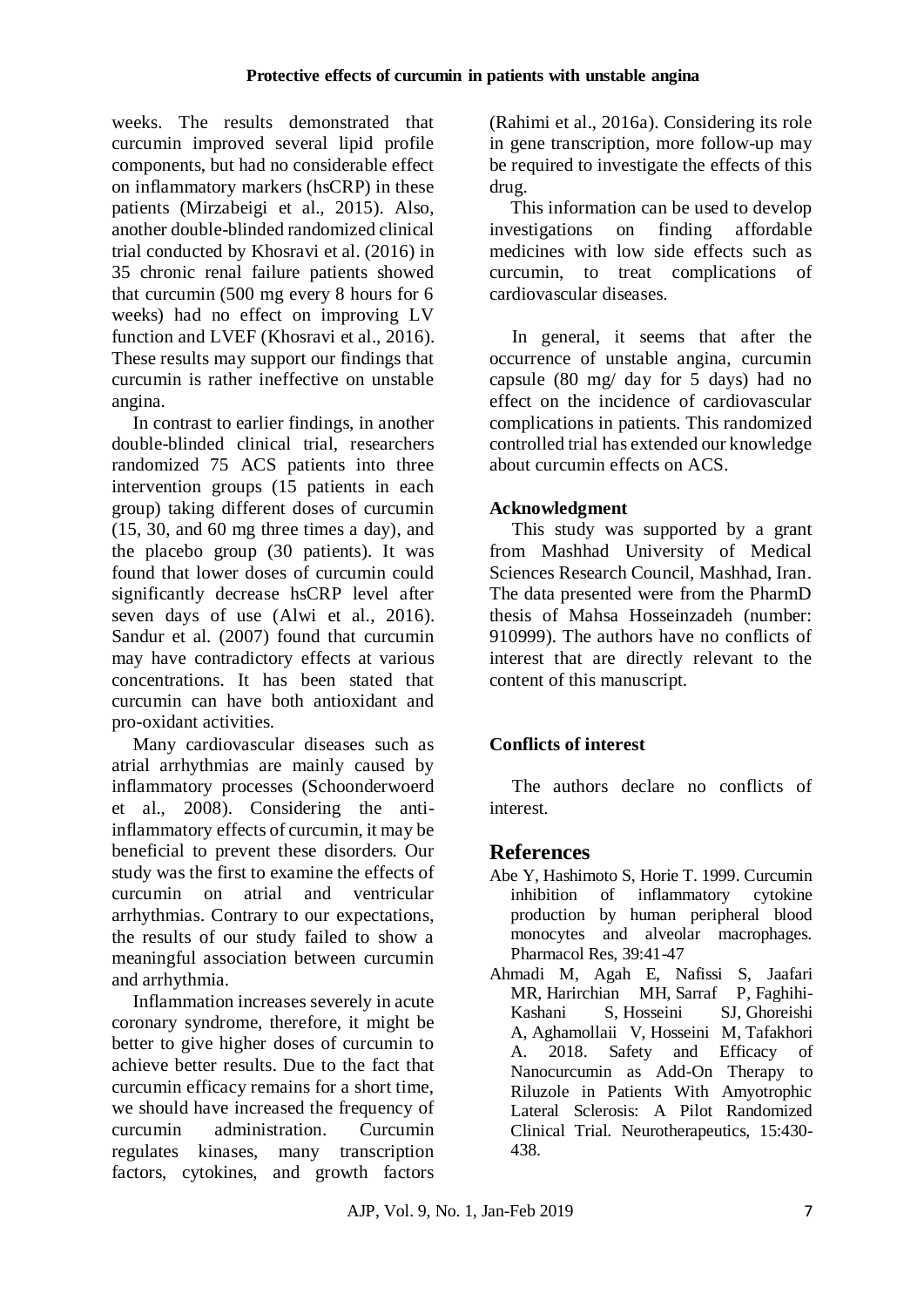weeks. The results demonstrated that curcumin improved several lipid profile components, but had no considerable effect on inflammatory markers (hsCRP) in these patients (Mirzabeigi et al., 2015). Also, another double-blinded randomized clinical trial conducted by Khosravi et al. (2016) in 35 chronic renal failure patients showed that curcumin (500 mg every 8 hours for 6 weeks) had no effect on improving LV function and LVEF (Khosravi et al., 2016). These results may support our findings that curcumin is rather ineffective on unstable angina.

In contrast to earlier findings, in another double-blinded clinical trial, researchers randomized 75 ACS patients into three intervention groups (15 patients in each group) taking different doses of curcumin (15, 30, and 60 mg three times a day), and the placebo group (30 patients). It was found that lower doses of curcumin could significantly decrease hsCRP level after seven days of use (Alwi et al., 2016). Sandur et al. (2007) found that curcumin may have contradictory effects at various concentrations. It has been stated that curcumin can have both antioxidant and pro-oxidant activities.

Many cardiovascular diseases such as atrial arrhythmias are mainly caused by inflammatory processes (Schoonderwoerd et al., 2008). Considering the anti-inflammatory effects of curcumin, it may be beneficial to prevent these disorders. Our study was the first to examine the effects of curcumin on atrial and ventricular arrhythmias. Contrary to our expectations, the results of our study failed to show a meaningful association between curcumin and arrhythmia.

Inflammation increases severely in acute coronary syndrome, therefore, it might be better to give higher doses of curcumin to achieve better results. Due to the fact that curcumin efficacy remains for a short time, we should have increased the frequency of curcumin administration. Curcumin regulates kinases, many transcription factors, cytokines, and growth factors (Rahimi et al., 2016a). Considering its role in gene transcription, more follow-up may be required to investigate the effects of this drug.

This information can be used to develop investigations on finding affordable medicines with low side effects such as curcumin, to treat complications of cardiovascular diseases.

In general, it seems that after the occurrence of unstable angina, curcumin capsule (80 mg/ day for 5 days) had no effect on the incidence of cardiovascular complications in patients. This randomized controlled trial has extended our knowledge about curcumin effects on ACS.

### Acknowledgment

This study was supported by a grant from Mashhad University of Medical Sciences Research Council, Mashhad, Iran. The data presented were from the PharmD thesis of Mahsa Hosseinzadeh (number: 910999). The authors have no conflicts of interest that are directly relevant to the content of this manuscript.

### Conflicts of interest

The authors declare no conflicts of interest.

## References

Abe Y, Hashimoto S, Horie T. 1999. Curcumin inhibition of inflammatory cytokine production by human peripheral blood monocytes and alveolar macrophages. Pharmacol Res, 39:41-47

Ahmadi M, Agah E, Nafissi S, Jaafari MR, Harirchian MH, Sarraf P, Faghihi-Kashani S, Hosseini SJ, Ghoreishi A, Aghamollaii V, Hosseini M, Tafakhori A. 2018. Safety and Efficacy of Nanocurcumin as Add-On Therapy to Riluzole in Patients With Amyotrophic Lateral Sclerosis: A Pilot Randomized Clinical Trial. Neurotherapeutics, 15:430-438.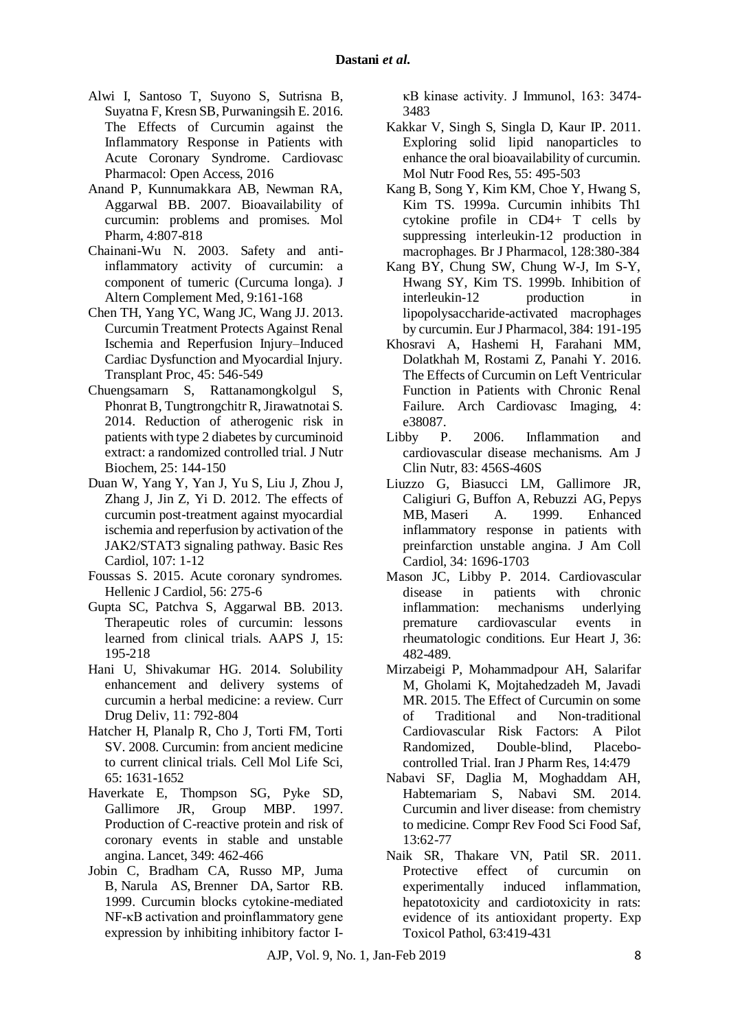Alwi I, Santoso T, Suyono S, Sutrisna B, Suyatna F, Kresn SB, Purwaningsih E. 2016. The Effects of Curcumin against the Inflammatory Response in Patients with Acute Coronary Syndrome. Cardiovasc Pharmacol: Open Access, 2016

Anand P, Kunnumakkara AB, Newman RA, Aggarwal BB. 2007. Bioavailability of curcumin: problems and promises. Mol Pharm, 4:807-818

Chainani-Wu N. 2003. Safety and anti-inflammatory activity of curcumin: a component of tumeric (Curcuma longa). J Altern Complement Med, 9:161-168

Chen TH, Yang YC, Wang JC, Wang JJ. 2013. Curcumin Treatment Protects Against Renal Ischemia and Reperfusion Injury–Induced Cardiac Dysfunction and Myocardial Injury. Transplant Proc, 45: 546-549

Chuengsamarn S, Rattanamongkolgul S, Phonrat B, Tungtrongchitr R, Jirawatnotai S. 2014. Reduction of atherogenic risk in patients with type 2 diabetes by curcuminoid extract: a randomized controlled trial. J Nutr Biochem, 25: 144-150

Duan W, Yang Y, Yan J, Yu S, Liu J, Zhou J, Zhang J, Jin Z, Yi D. 2012. The effects of curcumin post-treatment against myocardial ischemia and reperfusion by activation of the JAK2/STAT3 signaling pathway. Basic Res Cardiol, 107: 1-12

Foussas S. 2015. Acute coronary syndromes. Hellenic J Cardiol, 56: 275-6

Gupta SC, Patchva S, Aggarwal BB. 2013. Therapeutic roles of curcumin: lessons learned from clinical trials. AAPS J, 15: 195-218

Hani U, Shivakumar HG. 2014. Solubility enhancement and delivery systems of curcumin a herbal medicine: a review. Curr Drug Deliv, 11: 792-804

Hatcher H, Planalp R, Cho J, Torti FM, Torti SV. 2008. Curcumin: from ancient medicine to current clinical trials. Cell Mol Life Sci, 65: 1631-1652

Haverkate E, Thompson SG, Pyke SD, Gallimore JR, Group MBP. 1997. Production of C-reactive protein and risk of coronary events in stable and unstable angina. Lancet, 349: 462-466

Jobin C, Bradham CA, Russo MP, Juma B, Narula AS, Brenner DA, Sartor RB. 1999. Curcumin blocks cytokine-mediated NF-κB activation and proinflammatory gene expression by inhibiting inhibitory factor I-κB kinase activity. J Immunol, 163: 3474-3483

Kakkar V, Singh S, Singla D, Kaur IP. 2011. Exploring solid lipid nanoparticles to enhance the oral bioavailability of curcumin. Mol Nutr Food Res, 55: 495-503

Kang B, Song Y, Kim KM, Choe Y, Hwang S, Kim TS. 1999a. Curcumin inhibits Th1 cytokine profile in CD4+ T cells by suppressing interleukin-12 production in macrophages. Br J Pharmacol, 128:380-384

Kang BY, Chung SW, Chung W-J, Im S-Y, Hwang SY, Kim TS. 1999b. Inhibition of interleukin-12 production in lipopolysaccharide-activated macrophages by curcumin. Eur J Pharmacol, 384: 191-195

Khosravi A, Hashemi H, Farahani MM, Dolatkhah M, Rostami Z, Panahi Y. 2016. The Effects of Curcumin on Left Ventricular Function in Patients with Chronic Renal Failure. Arch Cardiovasc Imaging, 4: e38087.

Libby P. 2006. Inflammation and cardiovascular disease mechanisms. Am J Clin Nutr, 83: 456S-460S

Liuzzo G, Biasucci LM, Gallimore JR, Caligiuri G, Buffon A, Rebuzzi AG, Pepys MB, Maseri A. 1999. Enhanced inflammatory response in patients with preinfarction unstable angina. J Am Coll Cardiol, 34: 1696-1703

Mason JC, Libby P. 2014. Cardiovascular disease in patients with chronic inflammation: mechanisms underlying premature cardiovascular events in rheumatologic conditions. Eur Heart J, 36: 482-489.

Mirzabeigi P, Mohammadpour AH, Salarifar M, Gholami K, Mojtahedzadeh M, Javadi MR. 2015. The Effect of Curcumin on some of Traditional and Non-traditional Cardiovascular Risk Factors: A Pilot Randomized, Double-blind, Placebo-controlled Trial. Iran J Pharm Res, 14:479

Nabavi SF, Daglia M, Moghaddam AH, Habtemariam S, Nabavi SM. 2014. Curcumin and liver disease: from chemistry to medicine. Compr Rev Food Sci Food Saf, 13:62-77

Naik SR, Thakare VN, Patil SR. 2011. Protective effect of curcumin on experimentally induced inflammation, hepatotoxicity and cardiotoxicity in rats: evidence of its antioxidant property. Exp Toxicol Pathol, 63:419-431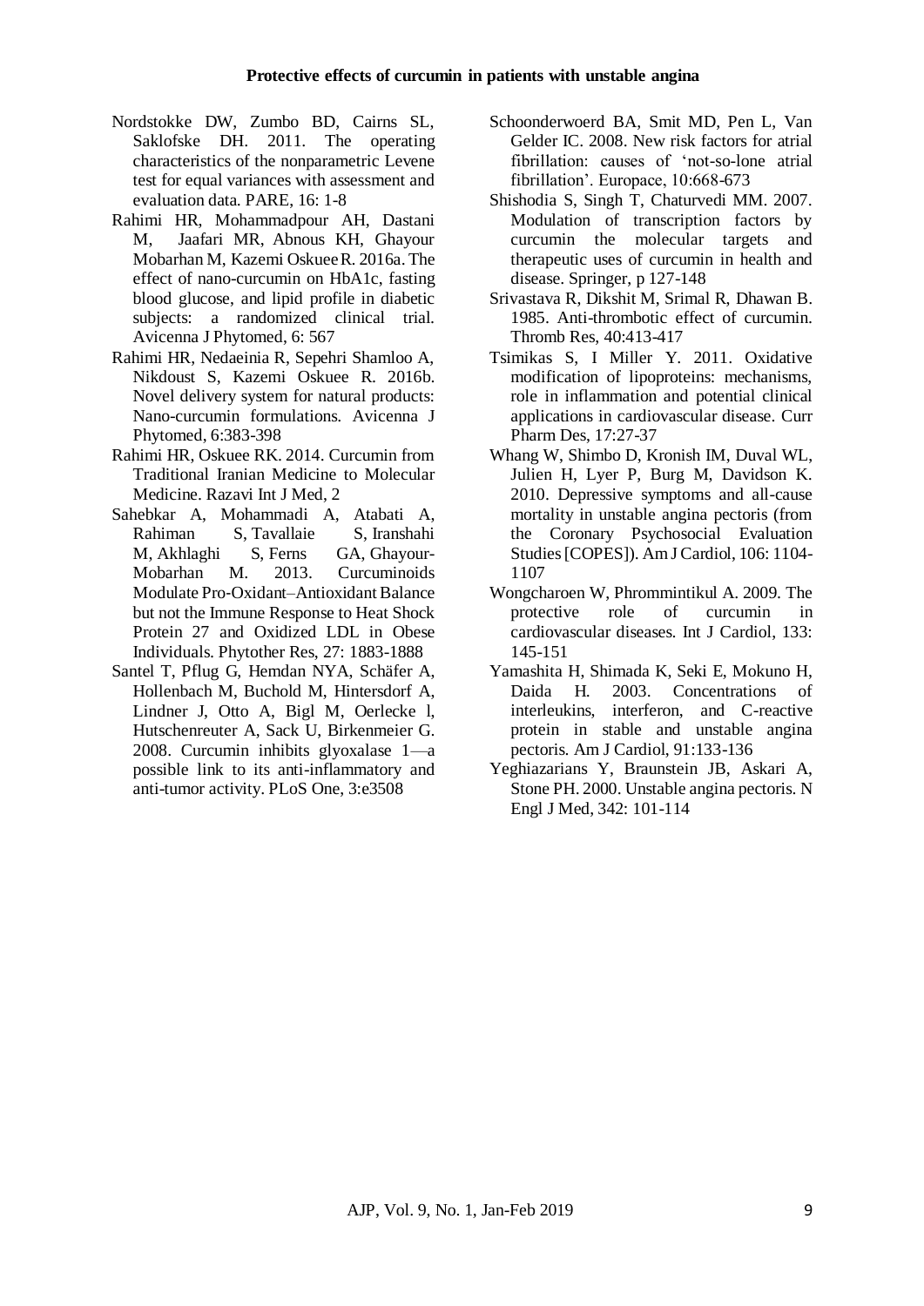Nordstokke DW, Zumbo BD, Cairns SL, Saklofske DH. 2011. The operating characteristics of the nonparametric Levene test for equal variances with assessment and evaluation data. PARE, 16: 1-8

Rahimi HR, Mohammadpour AH, Dastani M, Jaafari MR, Abnous KH, Ghayour Mobarhan M, Kazemi Oskuee R. 2016a. The effect of nano-curcumin on HbA1c, fasting blood glucose, and lipid profile in diabetic subjects: a randomized clinical trial. Avicenna J Phytomed, 6: 567

Rahimi HR, Nedaeinia R, Sepehri Shamloo A, Nikdoust S, Kazemi Oskuee R. 2016b. Novel delivery system for natural products: Nano-curcumin formulations. Avicenna J Phytomed, 6:383-398

Rahimi HR, Oskuee RK. 2014. Curcumin from Traditional Iranian Medicine to Molecular Medicine. Razavi Int J Med, 2

Sahebkar A, Mohammadi A, Atabati A, Rahiman S, Tavallaie S, Iranshahi M, Akhlaghi S, Ferns GA, Ghayour-Mobarhan M. 2013. Curcuminoids Modulate Pro-Oxidant–Antioxidant Balance but not the Immune Response to Heat Shock Protein 27 and Oxidized LDL in Obese Individuals. Phytother Res, 27: 1883-1888

Santel T, Pflug G, Hemdan NYA, Schäfer A, Hollenbach M, Buchold M, Hintersdorf A, Lindner J, Otto A, Bigl M, Oerlecke l, Hutschenreuter A, Sack U, Birkenmeier G. 2008. Curcumin inhibits glyoxalase 1—a possible link to its anti-inflammatory and anti-tumor activity. PLoS One, 3:e3508

Schoonderwoerd BA, Smit MD, Pen L, Van Gelder IC. 2008. New risk factors for atrial fibrillation: causes of 'not-so-lone atrial fibrillation'. Europace, 10:668-673

Shishodia S, Singh T, Chaturvedi MM. 2007. Modulation of transcription factors by curcumin the molecular targets and therapeutic uses of curcumin in health and disease. Springer, p 127-148

Srivastava R, Dikshit M, Srimal R, Dhawan B. 1985. Anti-thrombotic effect of curcumin. Thromb Res, 40:413-417

Tsimikas S, I Miller Y. 2011. Oxidative modification of lipoproteins: mechanisms, role in inflammation and potential clinical applications in cardiovascular disease. Curr Pharm Des, 17:27-37

Whang W, Shimbo D, Kronish IM, Duval WL, Julien H, Lyer P, Burg M, Davidson K. 2010. Depressive symptoms and all-cause mortality in unstable angina pectoris (from the Coronary Psychosocial Evaluation Studies [COPES]). Am J Cardiol, 106: 1104-1107

Wongcharoen W, Phrommintikul A. 2009. The protective role of curcumin in cardiovascular diseases. Int J Cardiol, 133: 145-151

Yamashita H, Shimada K, Seki E, Mokuno H, Daida H. 2003. Concentrations of interleukins, interferon, and C-reactive protein in stable and unstable angina pectoris. Am J Cardiol, 91:133-136

Yeghiazarians Y, Braunstein JB, Askari A, Stone PH. 2000. Unstable angina pectoris. N Engl J Med, 342: 101-114